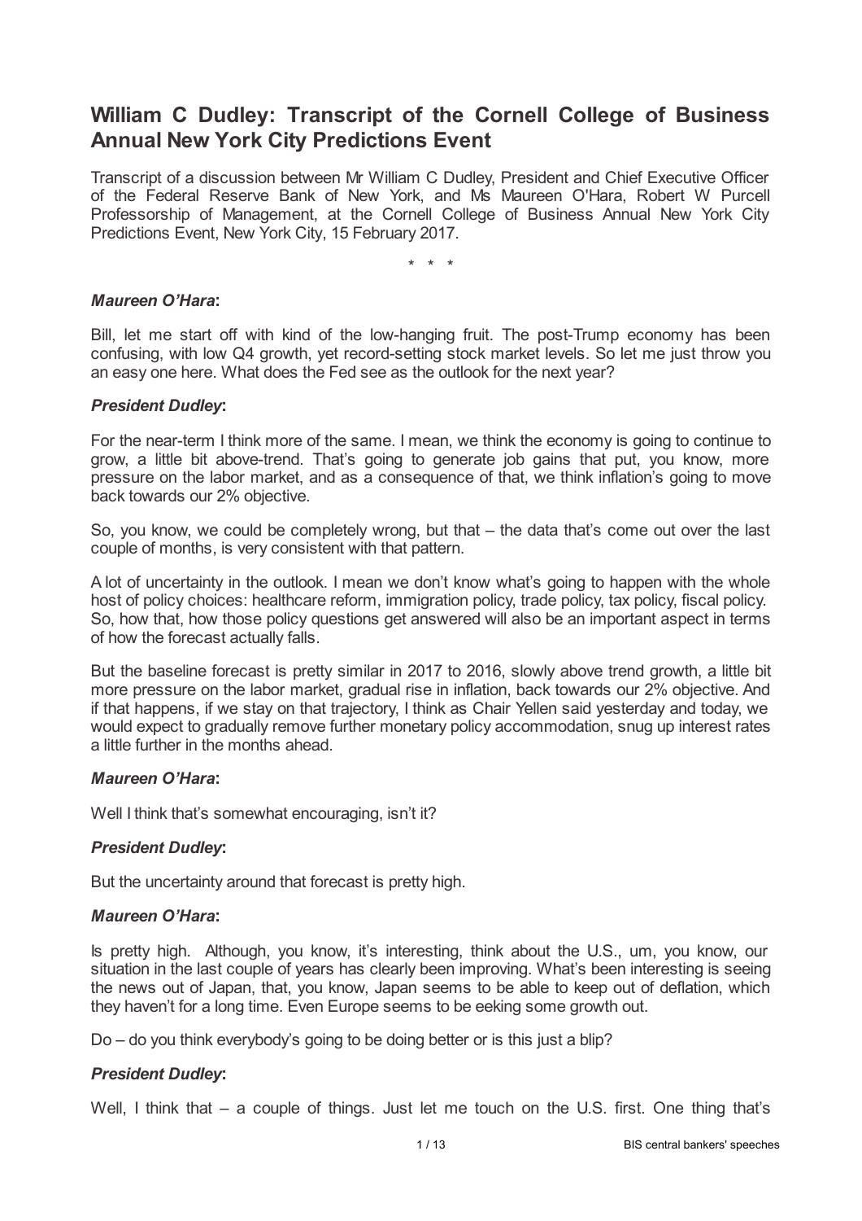# William C Dudley: Transcript of the Cornell College of Business Annual New York City Predictions Event

Transcript of a discussion between Mr William C Dudley, President and Chief Executive Officer of the Federal Reserve Bank of New York, and Ms Maureen O'Hara, Robert W Purcell Professorship of Management, at the Cornell College of Business Annual New York City Predictions Event, New York City, 15 February 2017.

\* \* \*

***Maureen O'Hara*:**

Bill, let me start off with kind of the low-hanging fruit. The post-Trump economy has been confusing, with low Q4 growth, yet record-setting stock market levels. So let me just throw you an easy one here. What does the Fed see as the outlook for the next year?

***President Dudley*:**

For the near-term I think more of the same. I mean, we think the economy is going to continue to grow, a little bit above-trend. That's going to generate job gains that put, you know, more pressure on the labor market, and as a consequence of that, we think inflation's going to move back towards our 2% objective.

So, you know, we could be completely wrong, but that – the data that's come out over the last couple of months, is very consistent with that pattern.

A lot of uncertainty in the outlook. I mean we don't know what's going to happen with the whole host of policy choices: healthcare reform, immigration policy, trade policy, tax policy, fiscal policy. So, how that, how those policy questions get answered will also be an important aspect in terms of how the forecast actually falls.

But the baseline forecast is pretty similar in 2017 to 2016, slowly above trend growth, a little bit more pressure on the labor market, gradual rise in inflation, back towards our 2% objective. And if that happens, if we stay on that trajectory, I think as Chair Yellen said yesterday and today, we would expect to gradually remove further monetary policy accommodation, snug up interest rates a little further in the months ahead.

***Maureen O'Hara*:**

Well I think that's somewhat encouraging, isn't it?

***President Dudley*:**

But the uncertainty around that forecast is pretty high.

***Maureen O'Hara*:**

Is pretty high. Although, you know, it's interesting, think about the U.S., um, you know, our situation in the last couple of years has clearly been improving. What's been interesting is seeing the news out of Japan, that, you know, Japan seems to be able to keep out of deflation, which they haven't for a long time. Even Europe seems to be eeking some growth out.

Do – do you think everybody's going to be doing better or is this just a blip?

***President Dudley*:**

Well, I think that – a couple of things. Just let me touch on the U.S. first. One thing that's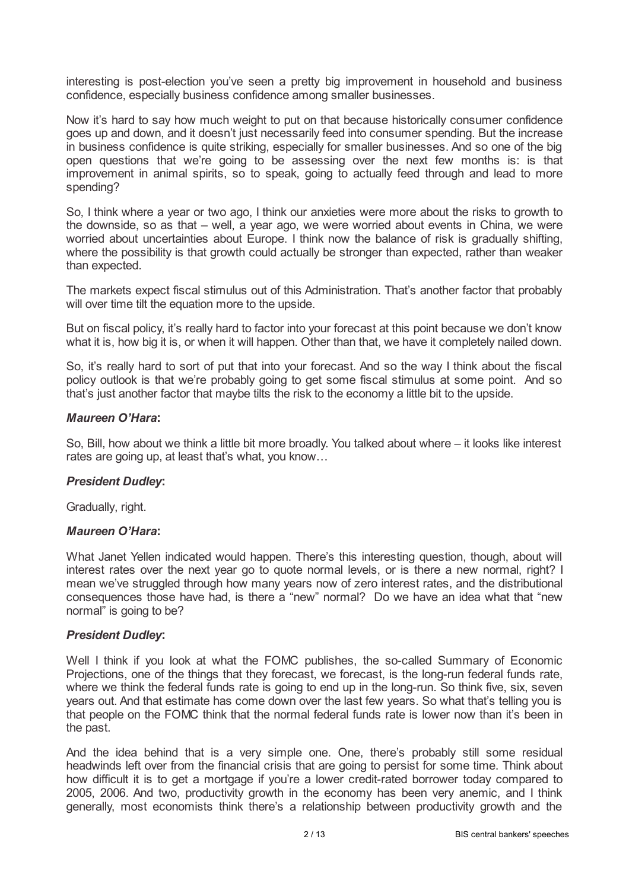interesting is post-election you've seen a pretty big improvement in household and business confidence, especially business confidence among smaller businesses.

Now it's hard to say how much weight to put on that because historically consumer confidence goes up and down, and it doesn't just necessarily feed into consumer spending. But the increase in business confidence is quite striking, especially for smaller businesses. And so one of the big open questions that we're going to be assessing over the next few months is: is that improvement in animal spirits, so to speak, going to actually feed through and lead to more spending?

So, I think where a year or two ago, I think our anxieties were more about the risks to growth to the downside, so as that – well, a year ago, we were worried about events in China, we were worried about uncertainties about Europe. I think now the balance of risk is gradually shifting, where the possibility is that growth could actually be stronger than expected, rather than weaker than expected.

The markets expect fiscal stimulus out of this Administration. That's another factor that probably will over time tilt the equation more to the upside.

But on fiscal policy, it's really hard to factor into your forecast at this point because we don't know what it is, how big it is, or when it will happen. Other than that, we have it completely nailed down.

So, it's really hard to sort of put that into your forecast. And so the way I think about the fiscal policy outlook is that we're probably going to get some fiscal stimulus at some point. And so that's just another factor that maybe tilts the risk to the economy a little bit to the upside.

***Maureen O'Hara*:**

So, Bill, how about we think a little bit more broadly. You talked about where – it looks like interest rates are going up, at least that's what, you know…

***President Dudley*:**

Gradually, right.

***Maureen O'Hara*:**

What Janet Yellen indicated would happen. There's this interesting question, though, about will interest rates over the next year go to quote normal levels, or is there a new normal, right? I mean we've struggled through how many years now of zero interest rates, and the distributional consequences those have had, is there a "new" normal? Do we have an idea what that "new normal" is going to be?

***President Dudley*:**

Well I think if you look at what the FOMC publishes, the so-called Summary of Economic Projections, one of the things that they forecast, we forecast, is the long-run federal funds rate, where we think the federal funds rate is going to end up in the long-run. So think five, six, seven years out. And that estimate has come down over the last few years. So what that's telling you is that people on the FOMC think that the normal federal funds rate is lower now than it's been in the past.

And the idea behind that is a very simple one. One, there's probably still some residual headwinds left over from the financial crisis that are going to persist for some time. Think about how difficult it is to get a mortgage if you're a lower credit-rated borrower today compared to 2005, 2006. And two, productivity growth in the economy has been very anemic, and I think generally, most economists think there's a relationship between productivity growth and the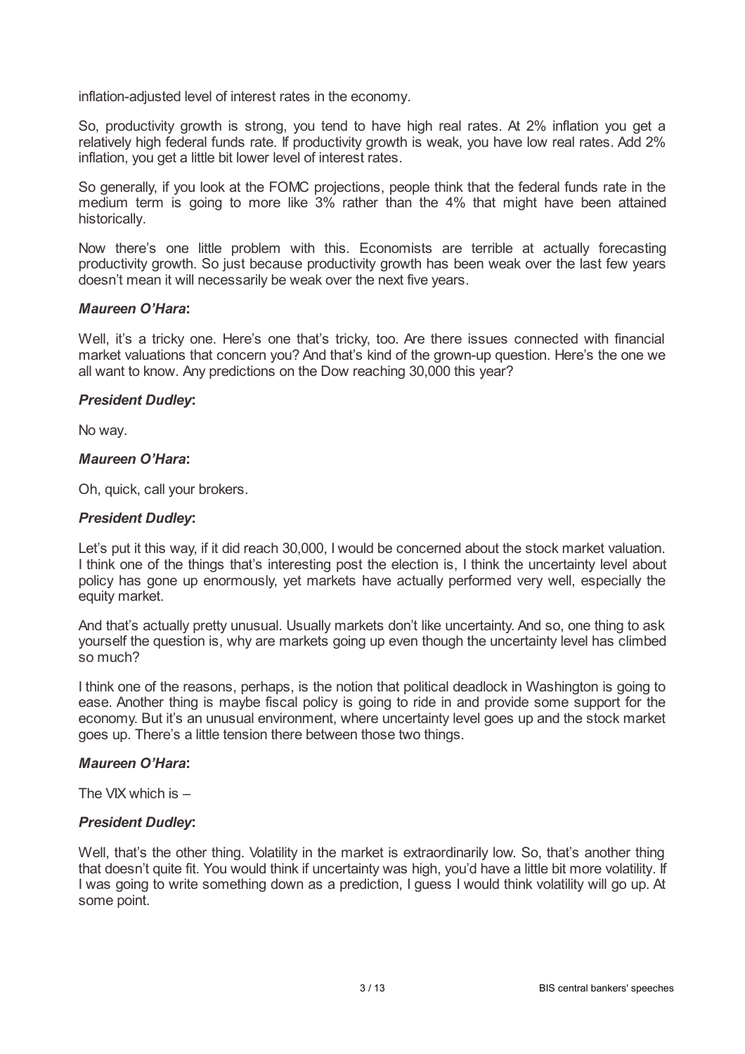inflation-adjusted level of interest rates in the economy.

So, productivity growth is strong, you tend to have high real rates. At 2% inflation you get a relatively high federal funds rate. If productivity growth is weak, you have low real rates. Add 2% inflation, you get a little bit lower level of interest rates.

So generally, if you look at the FOMC projections, people think that the federal funds rate in the medium term is going to more like 3% rather than the 4% that might have been attained historically.

Now there's one little problem with this. Economists are terrible at actually forecasting productivity growth. So just because productivity growth has been weak over the last few years doesn't mean it will necessarily be weak over the next five years.

***Maureen O'Hara*:**

Well, it's a tricky one. Here's one that's tricky, too. Are there issues connected with financial market valuations that concern you? And that's kind of the grown-up question. Here's the one we all want to know. Any predictions on the Dow reaching 30,000 this year?

***President Dudley*:**

No way.

***Maureen O'Hara*:**

Oh, quick, call your brokers.

***President Dudley*:**

Let's put it this way, if it did reach 30,000, I would be concerned about the stock market valuation. I think one of the things that's interesting post the election is, I think the uncertainty level about policy has gone up enormously, yet markets have actually performed very well, especially the equity market.

And that's actually pretty unusual. Usually markets don't like uncertainty. And so, one thing to ask yourself the question is, why are markets going up even though the uncertainty level has climbed so much?

I think one of the reasons, perhaps, is the notion that political deadlock in Washington is going to ease. Another thing is maybe fiscal policy is going to ride in and provide some support for the economy. But it's an unusual environment, where uncertainty level goes up and the stock market goes up. There's a little tension there between those two things.

***Maureen O'Hara*:**

The VIX which is –

***President Dudley*:**

Well, that's the other thing. Volatility in the market is extraordinarily low. So, that's another thing that doesn't quite fit. You would think if uncertainty was high, you'd have a little bit more volatility. If I was going to write something down as a prediction, I guess I would think volatility will go up. At some point.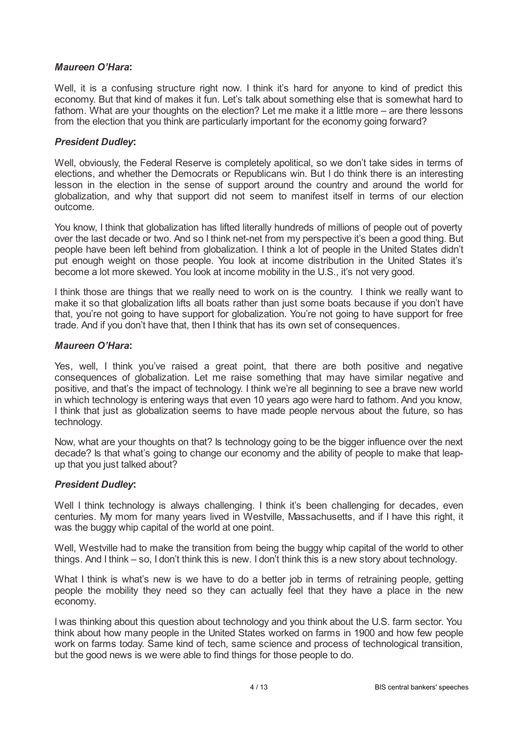***Maureen O'Hara*:**

Well, it is a confusing structure right now. I think it's hard for anyone to kind of predict this economy. But that kind of makes it fun. Let's talk about something else that is somewhat hard to fathom. What are your thoughts on the election? Let me make it a little more – are there lessons from the election that you think are particularly important for the economy going forward?

***President Dudley*:**

Well, obviously, the Federal Reserve is completely apolitical, so we don't take sides in terms of elections, and whether the Democrats or Republicans win. But I do think there is an interesting lesson in the election in the sense of support around the country and around the world for globalization, and why that support did not seem to manifest itself in terms of our election outcome.

You know, I think that globalization has lifted literally hundreds of millions of people out of poverty over the last decade or two. And so I think net-net from my perspective it's been a good thing. But people have been left behind from globalization. I think a lot of people in the United States didn't put enough weight on those people. You look at income distribution in the United States it's become a lot more skewed. You look at income mobility in the U.S., it's not very good.

I think those are things that we really need to work on is the country. I think we really want to make it so that globalization lifts all boats rather than just some boats because if you don't have that, you're not going to have support for globalization. You're not going to have support for free trade. And if you don't have that, then I think that has its own set of consequences.

***Maureen O'Hara*:**

Yes, well, I think you've raised a great point, that there are both positive and negative consequences of globalization. Let me raise something that may have similar negative and positive, and that's the impact of technology. I think we're all beginning to see a brave new world in which technology is entering ways that even 10 years ago were hard to fathom. And you know, I think that just as globalization seems to have made people nervous about the future, so has technology.

Now, what are your thoughts on that? Is technology going to be the bigger influence over the next decade? Is that what's going to change our economy and the ability of people to make that leap-up that you just talked about?

***President Dudley*:**

Well I think technology is always challenging. I think it's been challenging for decades, even centuries. My mom for many years lived in Westville, Massachusetts, and if I have this right, it was the buggy whip capital of the world at one point.

Well, Westville had to make the transition from being the buggy whip capital of the world to other things. And I think – so, I don't think this is new. I don't think this is a new story about technology.

What I think is what's new is we have to do a better job in terms of retraining people, getting people the mobility they need so they can actually feel that they have a place in the new economy.

I was thinking about this question about technology and you think about the U.S. farm sector. You think about how many people in the United States worked on farms in 1900 and how few people work on farms today. Same kind of tech, same science and process of technological transition, but the good news is we were able to find things for those people to do.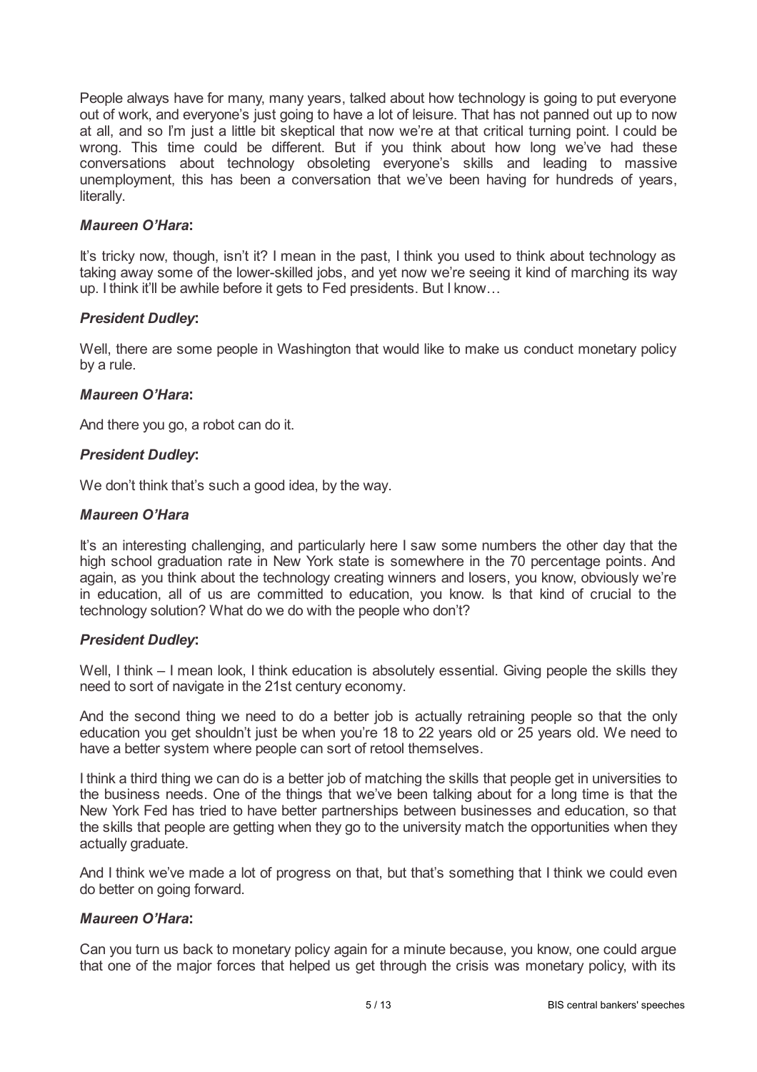People always have for many, many years, talked about how technology is going to put everyone out of work, and everyone's just going to have a lot of leisure. That has not panned out up to now at all, and so I'm just a little bit skeptical that now we're at that critical turning point. I could be wrong. This time could be different. But if you think about how long we've had these conversations about technology obsoleting everyone's skills and leading to massive unemployment, this has been a conversation that we've been having for hundreds of years, literally.

***Maureen O'Hara*:**

It's tricky now, though, isn't it? I mean in the past, I think you used to think about technology as taking away some of the lower-skilled jobs, and yet now we're seeing it kind of marching its way up. I think it'll be awhile before it gets to Fed presidents. But I know…

***President Dudley*:**

Well, there are some people in Washington that would like to make us conduct monetary policy by a rule.

***Maureen O'Hara*:**

And there you go, a robot can do it.

***President Dudley*:**

We don't think that's such a good idea, by the way.

***Maureen O'Hara***

It's an interesting challenging, and particularly here I saw some numbers the other day that the high school graduation rate in New York state is somewhere in the 70 percentage points. And again, as you think about the technology creating winners and losers, you know, obviously we're in education, all of us are committed to education, you know. Is that kind of crucial to the technology solution? What do we do with the people who don't?

***President Dudley*:**

Well, I think – I mean look, I think education is absolutely essential. Giving people the skills they need to sort of navigate in the 21st century economy.

And the second thing we need to do a better job is actually retraining people so that the only education you get shouldn't just be when you're 18 to 22 years old or 25 years old. We need to have a better system where people can sort of retool themselves.

I think a third thing we can do is a better job of matching the skills that people get in universities to the business needs. One of the things that we've been talking about for a long time is that the New York Fed has tried to have better partnerships between businesses and education, so that the skills that people are getting when they go to the university match the opportunities when they actually graduate.

And I think we've made a lot of progress on that, but that's something that I think we could even do better on going forward.

***Maureen O'Hara*:**

Can you turn us back to monetary policy again for a minute because, you know, one could argue that one of the major forces that helped us get through the crisis was monetary policy, with its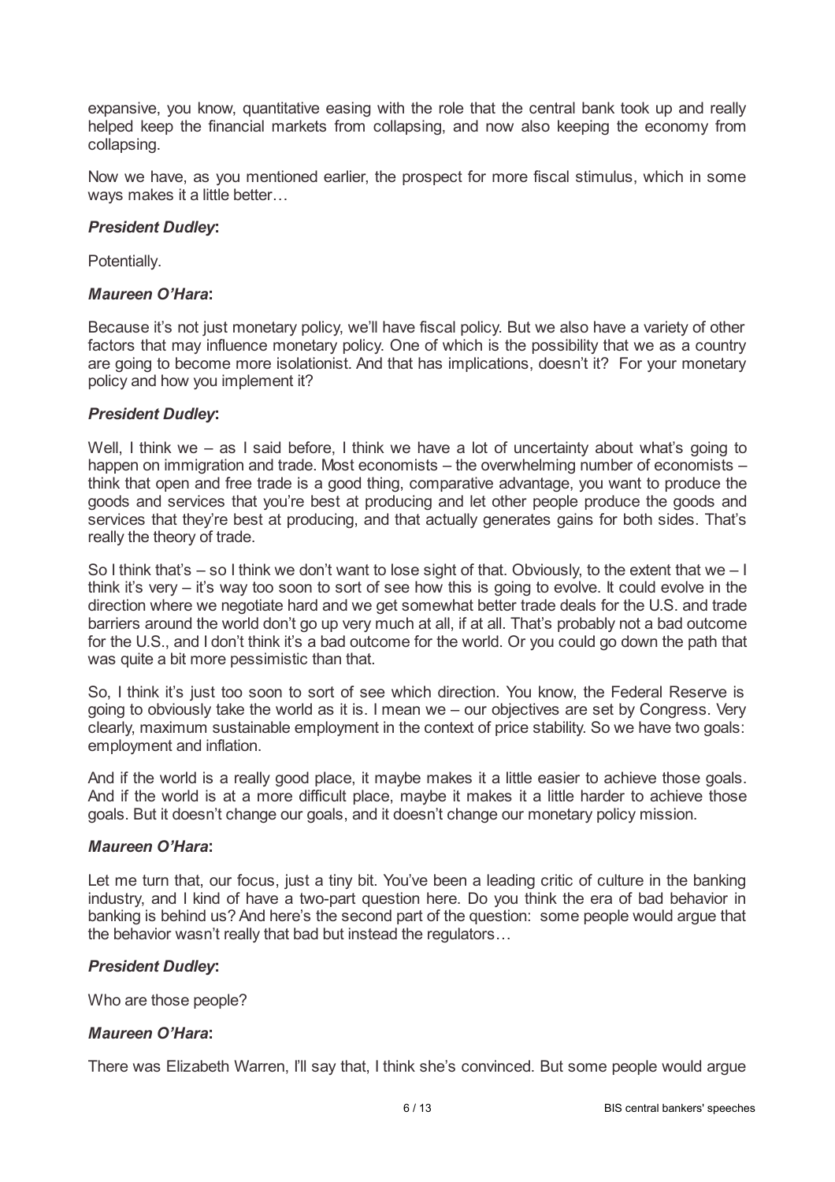expansive, you know, quantitative easing with the role that the central bank took up and really helped keep the financial markets from collapsing, and now also keeping the economy from collapsing.

Now we have, as you mentioned earlier, the prospect for more fiscal stimulus, which in some ways makes it a little better…

***President Dudley*:**

Potentially.

***Maureen O'Hara*:**

Because it's not just monetary policy, we'll have fiscal policy. But we also have a variety of other factors that may influence monetary policy. One of which is the possibility that we as a country are going to become more isolationist. And that has implications, doesn't it? For your monetary policy and how you implement it?

***President Dudley*:**

Well, I think we – as I said before, I think we have a lot of uncertainty about what's going to happen on immigration and trade. Most economists – the overwhelming number of economists – think that open and free trade is a good thing, comparative advantage, you want to produce the goods and services that you're best at producing and let other people produce the goods and services that they're best at producing, and that actually generates gains for both sides. That's really the theory of trade.

So I think that's – so I think we don't want to lose sight of that. Obviously, to the extent that we – I think it's very – it's way too soon to sort of see how this is going to evolve. It could evolve in the direction where we negotiate hard and we get somewhat better trade deals for the U.S. and trade barriers around the world don't go up very much at all, if at all. That's probably not a bad outcome for the U.S., and I don't think it's a bad outcome for the world. Or you could go down the path that was quite a bit more pessimistic than that.

So, I think it's just too soon to sort of see which direction. You know, the Federal Reserve is going to obviously take the world as it is. I mean we – our objectives are set by Congress. Very clearly, maximum sustainable employment in the context of price stability. So we have two goals: employment and inflation.

And if the world is a really good place, it maybe makes it a little easier to achieve those goals. And if the world is at a more difficult place, maybe it makes it a little harder to achieve those goals. But it doesn't change our goals, and it doesn't change our monetary policy mission.

***Maureen O'Hara*:**

Let me turn that, our focus, just a tiny bit. You've been a leading critic of culture in the banking industry, and I kind of have a two-part question here. Do you think the era of bad behavior in banking is behind us? And here's the second part of the question: some people would argue that the behavior wasn't really that bad but instead the regulators…

***President Dudley*:**

Who are those people?

***Maureen O'Hara*:**

There was Elizabeth Warren, I'll say that, I think she's convinced. But some people would argue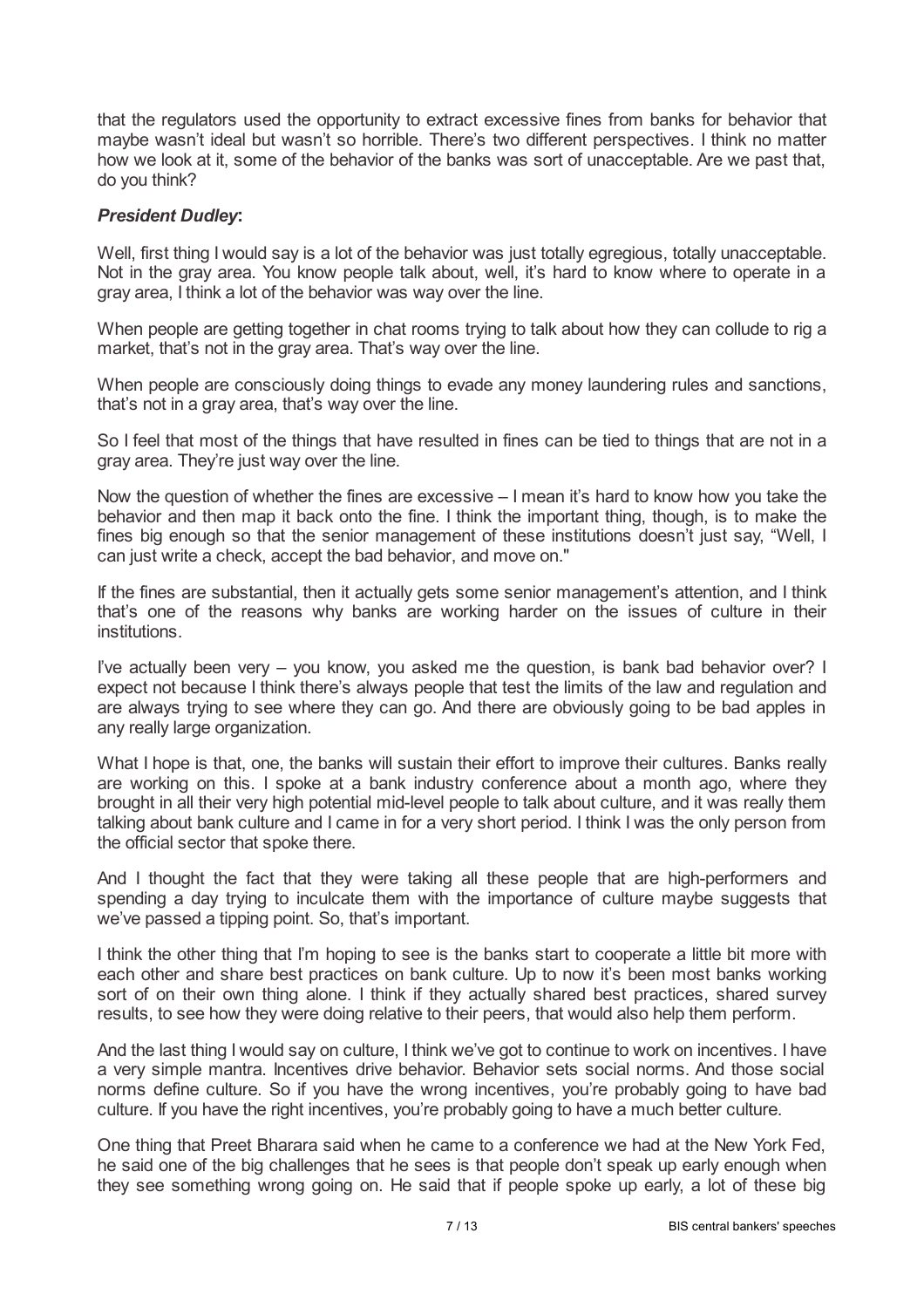that the regulators used the opportunity to extract excessive fines from banks for behavior that maybe wasn't ideal but wasn't so horrible. There's two different perspectives. I think no matter how we look at it, some of the behavior of the banks was sort of unacceptable. Are we past that, do you think?

***President Dudley*:**

Well, first thing I would say is a lot of the behavior was just totally egregious, totally unacceptable. Not in the gray area. You know people talk about, well, it's hard to know where to operate in a gray area, I think a lot of the behavior was way over the line.

When people are getting together in chat rooms trying to talk about how they can collude to rig a market, that's not in the gray area. That's way over the line.

When people are consciously doing things to evade any money laundering rules and sanctions, that's not in a gray area, that's way over the line.

So I feel that most of the things that have resulted in fines can be tied to things that are not in a gray area. They're just way over the line.

Now the question of whether the fines are excessive – I mean it's hard to know how you take the behavior and then map it back onto the fine. I think the important thing, though, is to make the fines big enough so that the senior management of these institutions doesn't just say, "Well, I can just write a check, accept the bad behavior, and move on."

If the fines are substantial, then it actually gets some senior management's attention, and I think that's one of the reasons why banks are working harder on the issues of culture in their institutions.

I've actually been very – you know, you asked me the question, is bank bad behavior over? I expect not because I think there's always people that test the limits of the law and regulation and are always trying to see where they can go. And there are obviously going to be bad apples in any really large organization.

What I hope is that, one, the banks will sustain their effort to improve their cultures. Banks really are working on this. I spoke at a bank industry conference about a month ago, where they brought in all their very high potential mid-level people to talk about culture, and it was really them talking about bank culture and I came in for a very short period. I think I was the only person from the official sector that spoke there.

And I thought the fact that they were taking all these people that are high-performers and spending a day trying to inculcate them with the importance of culture maybe suggests that we've passed a tipping point. So, that's important.

I think the other thing that I'm hoping to see is the banks start to cooperate a little bit more with each other and share best practices on bank culture. Up to now it's been most banks working sort of on their own thing alone. I think if they actually shared best practices, shared survey results, to see how they were doing relative to their peers, that would also help them perform.

And the last thing I would say on culture, I think we've got to continue to work on incentives. I have a very simple mantra. Incentives drive behavior. Behavior sets social norms. And those social norms define culture. So if you have the wrong incentives, you're probably going to have bad culture. If you have the right incentives, you're probably going to have a much better culture.

One thing that Preet Bharara said when he came to a conference we had at the New York Fed, he said one of the big challenges that he sees is that people don't speak up early enough when they see something wrong going on. He said that if people spoke up early, a lot of these big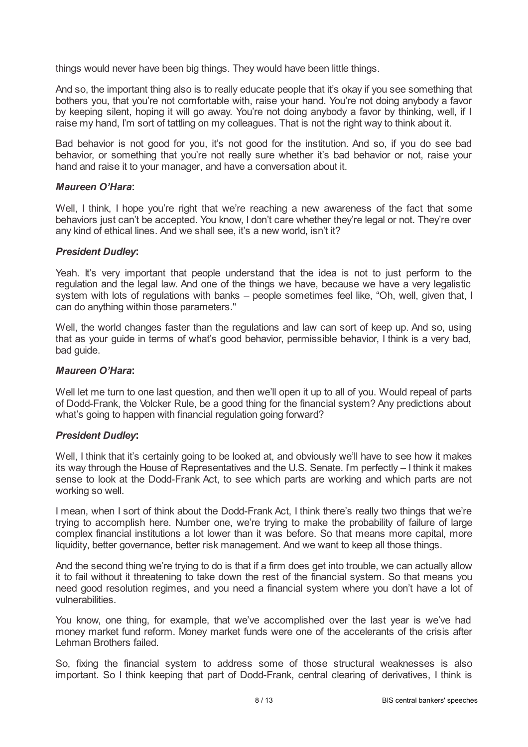things would never have been big things. They would have been little things.

And so, the important thing also is to really educate people that it's okay if you see something that bothers you, that you're not comfortable with, raise your hand. You're not doing anybody a favor by keeping silent, hoping it will go away. You're not doing anybody a favor by thinking, well, if I raise my hand, I'm sort of tattling on my colleagues. That is not the right way to think about it.

Bad behavior is not good for you, it's not good for the institution. And so, if you do see bad behavior, or something that you're not really sure whether it's bad behavior or not, raise your hand and raise it to your manager, and have a conversation about it.

***Maureen O'Hara*:**

Well, I think, I hope you're right that we're reaching a new awareness of the fact that some behaviors just can't be accepted. You know, I don't care whether they're legal or not. They're over any kind of ethical lines. And we shall see, it's a new world, isn't it?

***President Dudley*:**

Yeah. It's very important that people understand that the idea is not to just perform to the regulation and the legal law. And one of the things we have, because we have a very legalistic system with lots of regulations with banks – people sometimes feel like, "Oh, well, given that, I can do anything within those parameters."

Well, the world changes faster than the regulations and law can sort of keep up. And so, using that as your guide in terms of what's good behavior, permissible behavior, I think is a very bad, bad guide.

***Maureen O'Hara*:**

Well let me turn to one last question, and then we'll open it up to all of you. Would repeal of parts of Dodd-Frank, the Volcker Rule, be a good thing for the financial system? Any predictions about what's going to happen with financial regulation going forward?

***President Dudley*:**

Well, I think that it's certainly going to be looked at, and obviously we'll have to see how it makes its way through the House of Representatives and the U.S. Senate. I'm perfectly – I think it makes sense to look at the Dodd-Frank Act, to see which parts are working and which parts are not working so well.

I mean, when I sort of think about the Dodd-Frank Act, I think there's really two things that we're trying to accomplish here. Number one, we're trying to make the probability of failure of large complex financial institutions a lot lower than it was before. So that means more capital, more liquidity, better governance, better risk management. And we want to keep all those things.

And the second thing we're trying to do is that if a firm does get into trouble, we can actually allow it to fail without it threatening to take down the rest of the financial system. So that means you need good resolution regimes, and you need a financial system where you don't have a lot of vulnerabilities.

You know, one thing, for example, that we've accomplished over the last year is we've had money market fund reform. Money market funds were one of the accelerants of the crisis after Lehman Brothers failed.

So, fixing the financial system to address some of those structural weaknesses is also important. So I think keeping that part of Dodd-Frank, central clearing of derivatives, I think is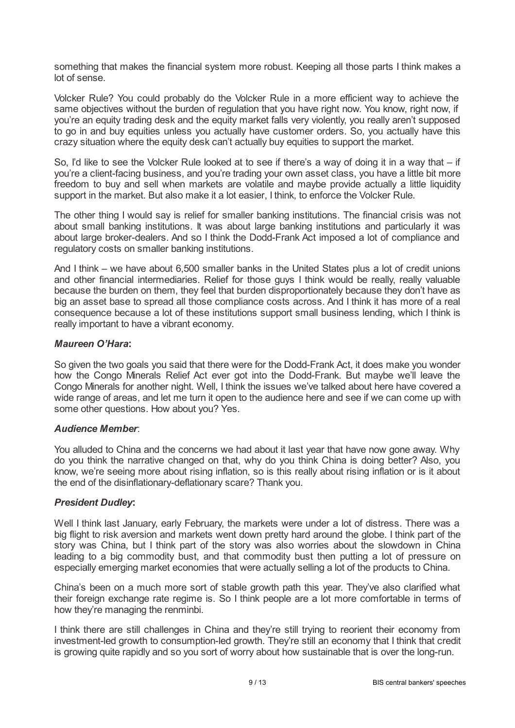something that makes the financial system more robust. Keeping all those parts I think makes a lot of sense.

Volcker Rule? You could probably do the Volcker Rule in a more efficient way to achieve the same objectives without the burden of regulation that you have right now. You know, right now, if you're an equity trading desk and the equity market falls very violently, you really aren't supposed to go in and buy equities unless you actually have customer orders. So, you actually have this crazy situation where the equity desk can't actually buy equities to support the market.

So, I'd like to see the Volcker Rule looked at to see if there's a way of doing it in a way that – if you're a client-facing business, and you're trading your own asset class, you have a little bit more freedom to buy and sell when markets are volatile and maybe provide actually a little liquidity support in the market. But also make it a lot easier, I think, to enforce the Volcker Rule.

The other thing I would say is relief for smaller banking institutions. The financial crisis was not about small banking institutions. It was about large banking institutions and particularly it was about large broker-dealers. And so I think the Dodd-Frank Act imposed a lot of compliance and regulatory costs on smaller banking institutions.

And I think – we have about 6,500 smaller banks in the United States plus a lot of credit unions and other financial intermediaries. Relief for those guys I think would be really, really valuable because the burden on them, they feel that burden disproportionately because they don't have as big an asset base to spread all those compliance costs across. And I think it has more of a real consequence because a lot of these institutions support small business lending, which I think is really important to have a vibrant economy.

***Maureen O'Hara*:**

So given the two goals you said that there were for the Dodd-Frank Act, it does make you wonder how the Congo Minerals Relief Act ever got into the Dodd-Frank. But maybe we'll leave the Congo Minerals for another night. Well, I think the issues we've talked about here have covered a wide range of areas, and let me turn it open to the audience here and see if we can come up with some other questions. How about you? Yes.

***Audience Member*:**

You alluded to China and the concerns we had about it last year that have now gone away. Why do you think the narrative changed on that, why do you think China is doing better? Also, you know, we're seeing more about rising inflation, so is this really about rising inflation or is it about the end of the disinflationary-deflationary scare? Thank you.

***President Dudley*:**

Well I think last January, early February, the markets were under a lot of distress. There was a big flight to risk aversion and markets went down pretty hard around the globe. I think part of the story was China, but I think part of the story was also worries about the slowdown in China leading to a big commodity bust, and that commodity bust then putting a lot of pressure on especially emerging market economies that were actually selling a lot of the products to China.

China's been on a much more sort of stable growth path this year. They've also clarified what their foreign exchange rate regime is. So I think people are a lot more comfortable in terms of how they're managing the renminbi.

I think there are still challenges in China and they're still trying to reorient their economy from investment-led growth to consumption-led growth. They're still an economy that I think that credit is growing quite rapidly and so you sort of worry about how sustainable that is over the long-run.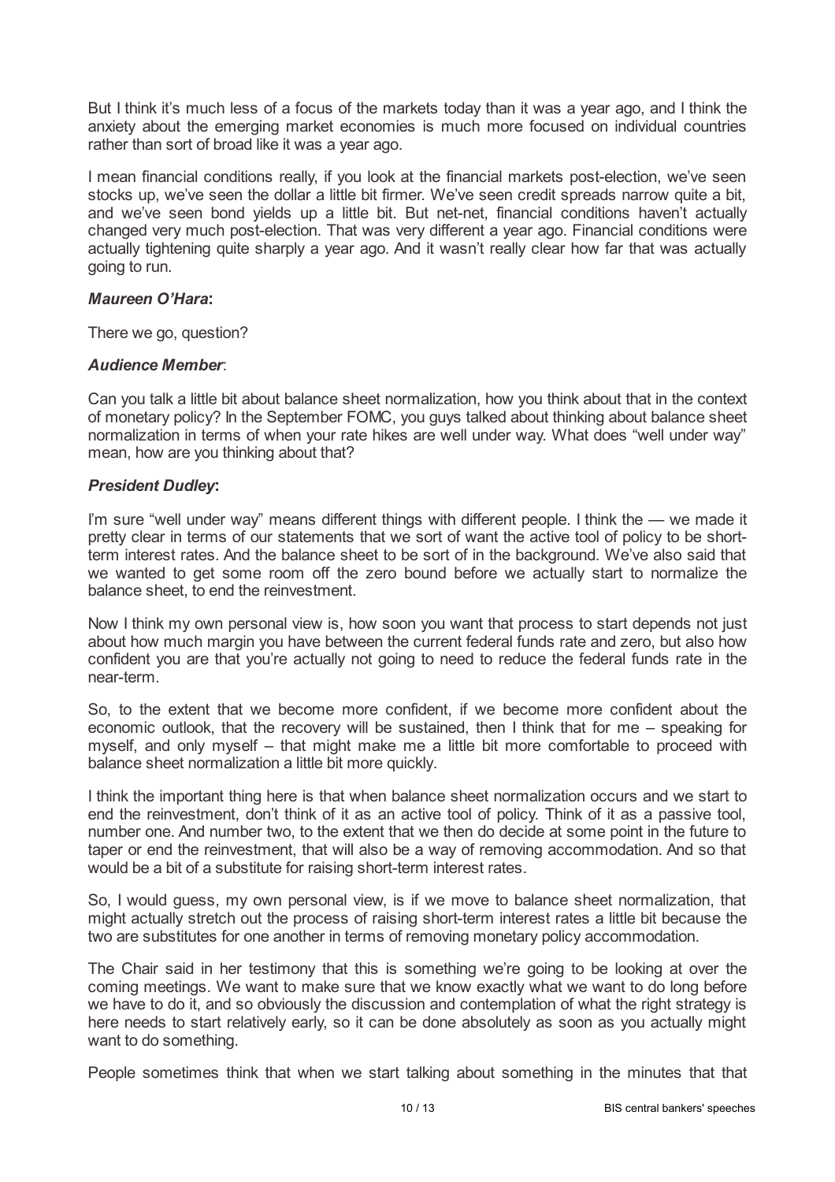But I think it's much less of a focus of the markets today than it was a year ago, and I think the anxiety about the emerging market economies is much more focused on individual countries rather than sort of broad like it was a year ago.

I mean financial conditions really, if you look at the financial markets post-election, we've seen stocks up, we've seen the dollar a little bit firmer. We've seen credit spreads narrow quite a bit, and we've seen bond yields up a little bit. But net-net, financial conditions haven't actually changed very much post-election. That was very different a year ago. Financial conditions were actually tightening quite sharply a year ago. And it wasn't really clear how far that was actually going to run.

***Maureen O'Hara*:**

There we go, question?

***Audience Member*:**

Can you talk a little bit about balance sheet normalization, how you think about that in the context of monetary policy? In the September FOMC, you guys talked about thinking about balance sheet normalization in terms of when your rate hikes are well under way. What does "well under way" mean, how are you thinking about that?

***President Dudley*:**

I'm sure "well under way" means different things with different people. I think the — we made it pretty clear in terms of our statements that we sort of want the active tool of policy to be short-term interest rates. And the balance sheet to be sort of in the background. We've also said that we wanted to get some room off the zero bound before we actually start to normalize the balance sheet, to end the reinvestment.

Now I think my own personal view is, how soon you want that process to start depends not just about how much margin you have between the current federal funds rate and zero, but also how confident you are that you're actually not going to need to reduce the federal funds rate in the near-term.

So, to the extent that we become more confident, if we become more confident about the economic outlook, that the recovery will be sustained, then I think that for me – speaking for myself, and only myself – that might make me a little bit more comfortable to proceed with balance sheet normalization a little bit more quickly.

I think the important thing here is that when balance sheet normalization occurs and we start to end the reinvestment, don't think of it as an active tool of policy. Think of it as a passive tool, number one. And number two, to the extent that we then do decide at some point in the future to taper or end the reinvestment, that will also be a way of removing accommodation. And so that would be a bit of a substitute for raising short-term interest rates.

So, I would guess, my own personal view, is if we move to balance sheet normalization, that might actually stretch out the process of raising short-term interest rates a little bit because the two are substitutes for one another in terms of removing monetary policy accommodation.

The Chair said in her testimony that this is something we're going to be looking at over the coming meetings. We want to make sure that we know exactly what we want to do long before we have to do it, and so obviously the discussion and contemplation of what the right strategy is here needs to start relatively early, so it can be done absolutely as soon as you actually might want to do something.

People sometimes think that when we start talking about something in the minutes that that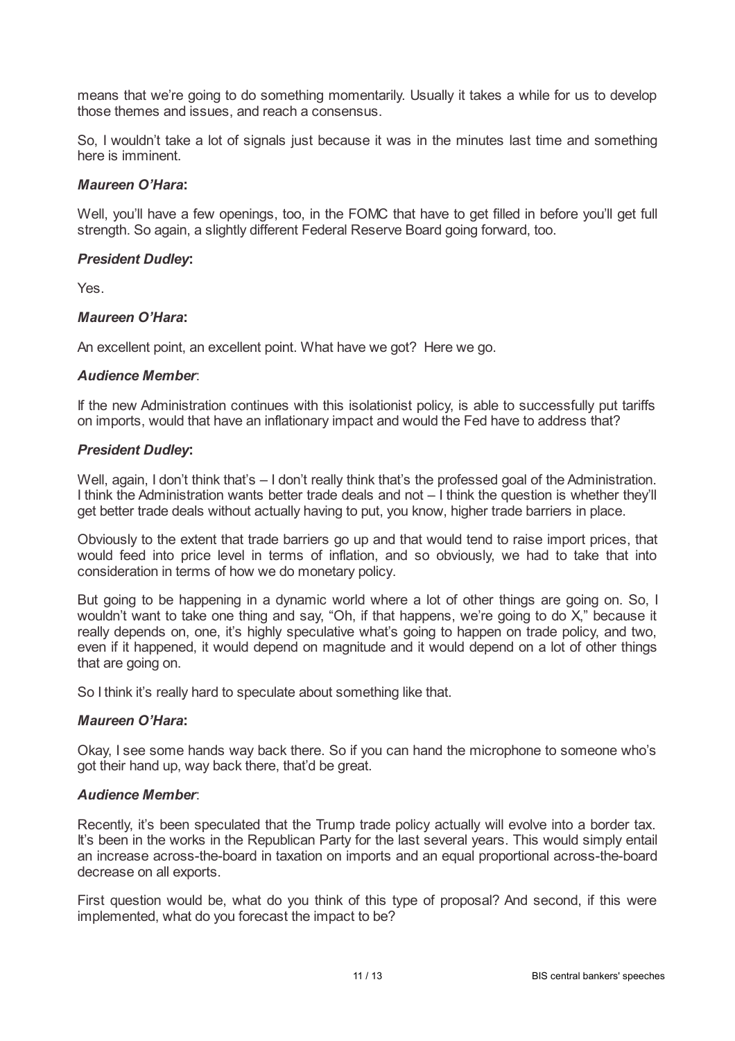means that we're going to do something momentarily. Usually it takes a while for us to develop those themes and issues, and reach a consensus.

So, I wouldn't take a lot of signals just because it was in the minutes last time and something here is imminent.

***Maureen O'Hara*:**

Well, you'll have a few openings, too, in the FOMC that have to get filled in before you'll get full strength. So again, a slightly different Federal Reserve Board going forward, too.

***President Dudley*:**

Yes.

***Maureen O'Hara*:**

An excellent point, an excellent point. What have we got? Here we go.

***Audience Member*:**

If the new Administration continues with this isolationist policy, is able to successfully put tariffs on imports, would that have an inflationary impact and would the Fed have to address that?

***President Dudley*:**

Well, again, I don't think that's – I don't really think that's the professed goal of the Administration. I think the Administration wants better trade deals and not – I think the question is whether they'll get better trade deals without actually having to put, you know, higher trade barriers in place.

Obviously to the extent that trade barriers go up and that would tend to raise import prices, that would feed into price level in terms of inflation, and so obviously, we had to take that into consideration in terms of how we do monetary policy.

But going to be happening in a dynamic world where a lot of other things are going on. So, I wouldn't want to take one thing and say, "Oh, if that happens, we're going to do X," because it really depends on, one, it's highly speculative what's going to happen on trade policy, and two, even if it happened, it would depend on magnitude and it would depend on a lot of other things that are going on.

So I think it's really hard to speculate about something like that.

***Maureen O'Hara*:**

Okay, I see some hands way back there. So if you can hand the microphone to someone who's got their hand up, way back there, that'd be great.

***Audience Member*:**

Recently, it's been speculated that the Trump trade policy actually will evolve into a border tax. It's been in the works in the Republican Party for the last several years. This would simply entail an increase across-the-board in taxation on imports and an equal proportional across-the-board decrease on all exports.

First question would be, what do you think of this type of proposal? And second, if this were implemented, what do you forecast the impact to be?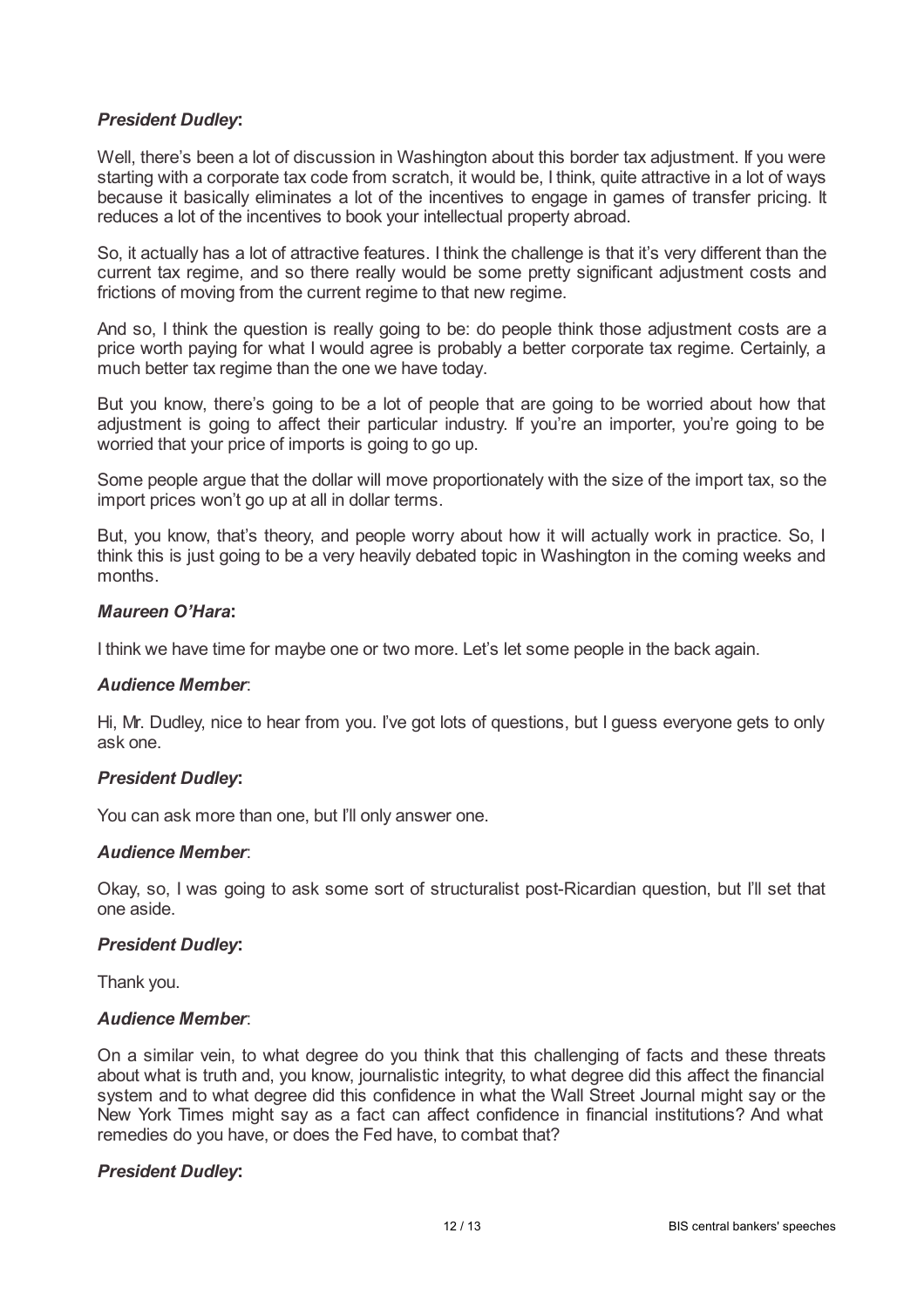***President Dudley*:**

Well, there's been a lot of discussion in Washington about this border tax adjustment. If you were starting with a corporate tax code from scratch, it would be, I think, quite attractive in a lot of ways because it basically eliminates a lot of the incentives to engage in games of transfer pricing. It reduces a lot of the incentives to book your intellectual property abroad.

So, it actually has a lot of attractive features. I think the challenge is that it's very different than the current tax regime, and so there really would be some pretty significant adjustment costs and frictions of moving from the current regime to that new regime.

And so, I think the question is really going to be: do people think those adjustment costs are a price worth paying for what I would agree is probably a better corporate tax regime. Certainly, a much better tax regime than the one we have today.

But you know, there's going to be a lot of people that are going to be worried about how that adjustment is going to affect their particular industry. If you're an importer, you're going to be worried that your price of imports is going to go up.

Some people argue that the dollar will move proportionately with the size of the import tax, so the import prices won't go up at all in dollar terms.

But, you know, that's theory, and people worry about how it will actually work in practice. So, I think this is just going to be a very heavily debated topic in Washington in the coming weeks and months.

***Maureen O'Hara*:**

I think we have time for maybe one or two more. Let's let some people in the back again.

***Audience Member*:**

Hi, Mr. Dudley, nice to hear from you. I've got lots of questions, but I guess everyone gets to only ask one.

***President Dudley*:**

You can ask more than one, but I'll only answer one.

***Audience Member*:**

Okay, so, I was going to ask some sort of structuralist post-Ricardian question, but I'll set that one aside.

***President Dudley*:**

Thank you.

***Audience Member*:**

On a similar vein, to what degree do you think that this challenging of facts and these threats about what is truth and, you know, journalistic integrity, to what degree did this affect the financial system and to what degree did this confidence in what the Wall Street Journal might say or the New York Times might say as a fact can affect confidence in financial institutions? And what remedies do you have, or does the Fed have, to combat that?

***President Dudley*:**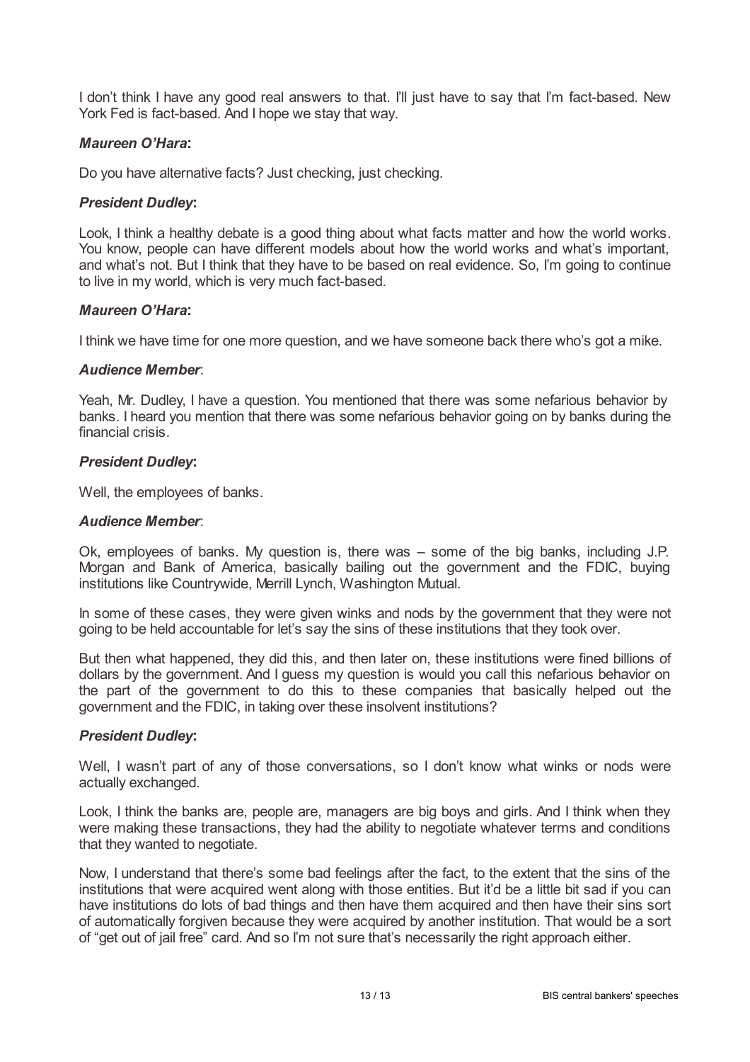I don't think I have any good real answers to that. I'll just have to say that I'm fact-based. New York Fed is fact-based. And I hope we stay that way.

***Maureen O'Hara*:**

Do you have alternative facts? Just checking, just checking.

***President Dudley*:**

Look, I think a healthy debate is a good thing about what facts matter and how the world works. You know, people can have different models about how the world works and what's important, and what's not. But I think that they have to be based on real evidence. So, I'm going to continue to live in my world, which is very much fact-based.

***Maureen O'Hara*:**

I think we have time for one more question, and we have someone back there who's got a mike.

***Audience Member*:**

Yeah, Mr. Dudley, I have a question. You mentioned that there was some nefarious behavior by banks. I heard you mention that there was some nefarious behavior going on by banks during the financial crisis.

***President Dudley*:**

Well, the employees of banks.

***Audience Member*:**

Ok, employees of banks. My question is, there was – some of the big banks, including J.P. Morgan and Bank of America, basically bailing out the government and the FDIC, buying institutions like Countrywide, Merrill Lynch, Washington Mutual.

In some of these cases, they were given winks and nods by the government that they were not going to be held accountable for let's say the sins of these institutions that they took over.

But then what happened, they did this, and then later on, these institutions were fined billions of dollars by the government. And I guess my question is would you call this nefarious behavior on the part of the government to do this to these companies that basically helped out the government and the FDIC, in taking over these insolvent institutions?

***President Dudley*:**

Well, I wasn't part of any of those conversations, so I don't know what winks or nods were actually exchanged.

Look, I think the banks are, people are, managers are big boys and girls. And I think when they were making these transactions, they had the ability to negotiate whatever terms and conditions that they wanted to negotiate.

Now, I understand that there's some bad feelings after the fact, to the extent that the sins of the institutions that were acquired went along with those entities. But it'd be a little bit sad if you can have institutions do lots of bad things and then have them acquired and then have their sins sort of automatically forgiven because they were acquired by another institution. That would be a sort of "get out of jail free" card. And so I'm not sure that's necessarily the right approach either.